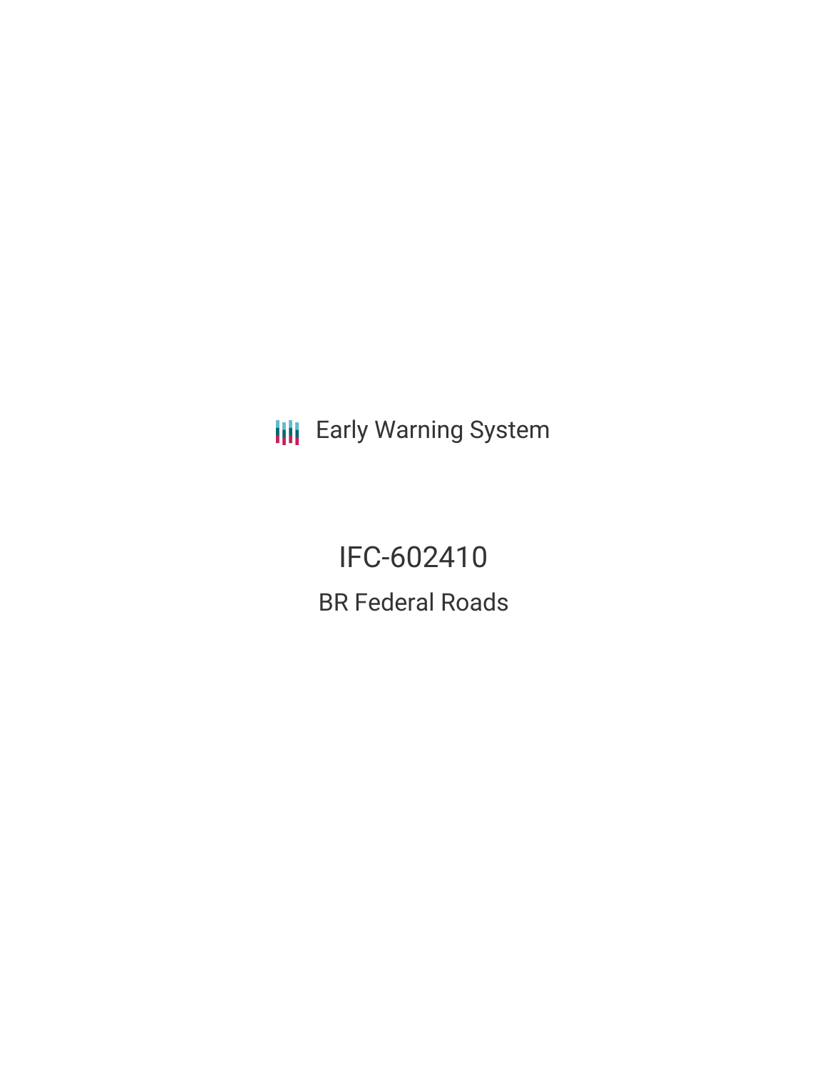Early Warning System

# IFC-602410

## BR Federal Roads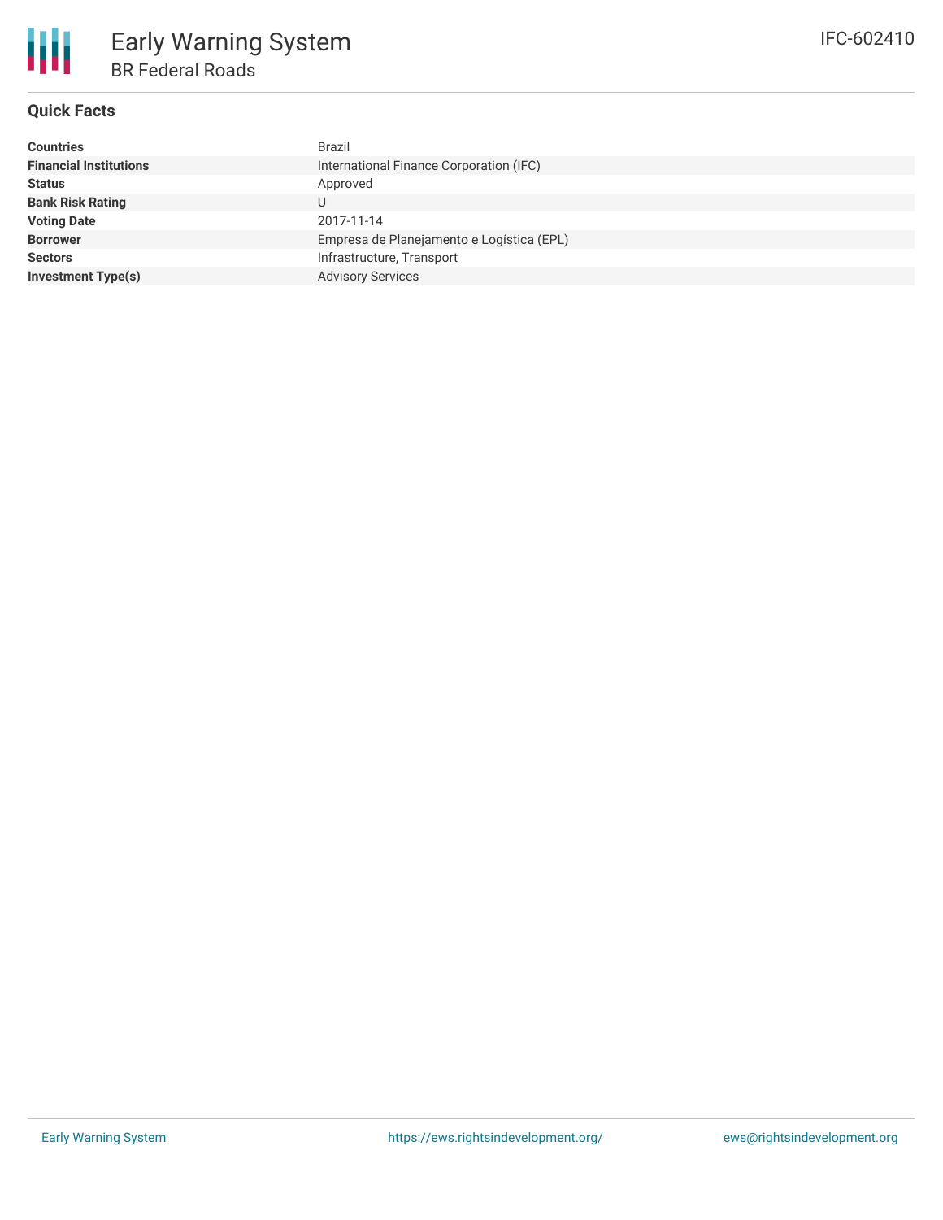# Early Warning System

## BR Federal Roads

IFC-602410

### Quick Facts

| | |
|---|---|
| **Countries** | Brazil |
| **Financial Institutions** | International Finance Corporation (IFC) |
| **Status** | Approved |
| **Bank Risk Rating** | U |
| **Voting Date** | 2017-11-14 |
| **Borrower** | Empresa de Planejamento e Logística (EPL) |
| **Sectors** | Infrastructure, Transport |
| **Investment Type(s)** | Advisory Services |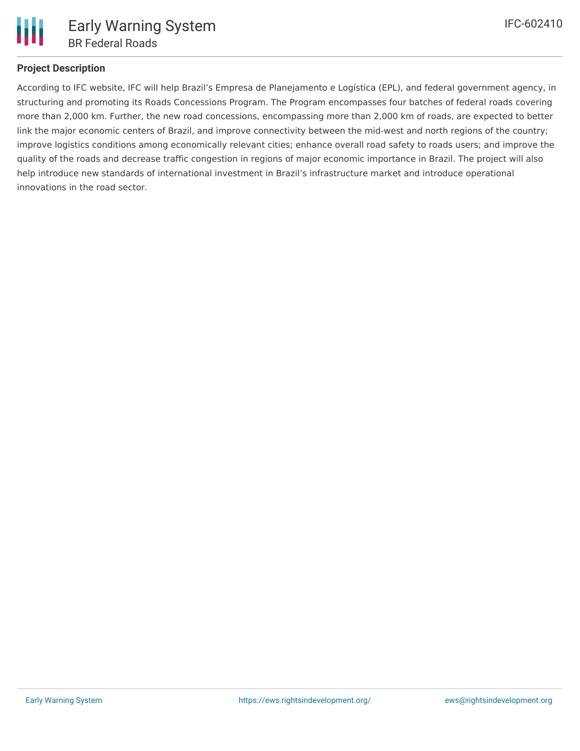## Project Description

According to IFC website, IFC will help Brazil's Empresa de Planejamento e Logística (EPL), and federal government agency, in structuring and promoting its Roads Concessions Program. The Program encompasses four batches of federal roads covering more than 2,000 km. Further, the new road concessions, encompassing more than 2,000 km of roads, are expected to better link the major economic centers of Brazil, and improve connectivity between the mid-west and north regions of the country; improve logistics conditions among economically relevant cities; enhance overall road safety to roads users; and improve the quality of the roads and decrease traffic congestion in regions of major economic importance in Brazil. The project will also help introduce new standards of international investment in Brazil's infrastructure market and introduce operational innovations in the road sector.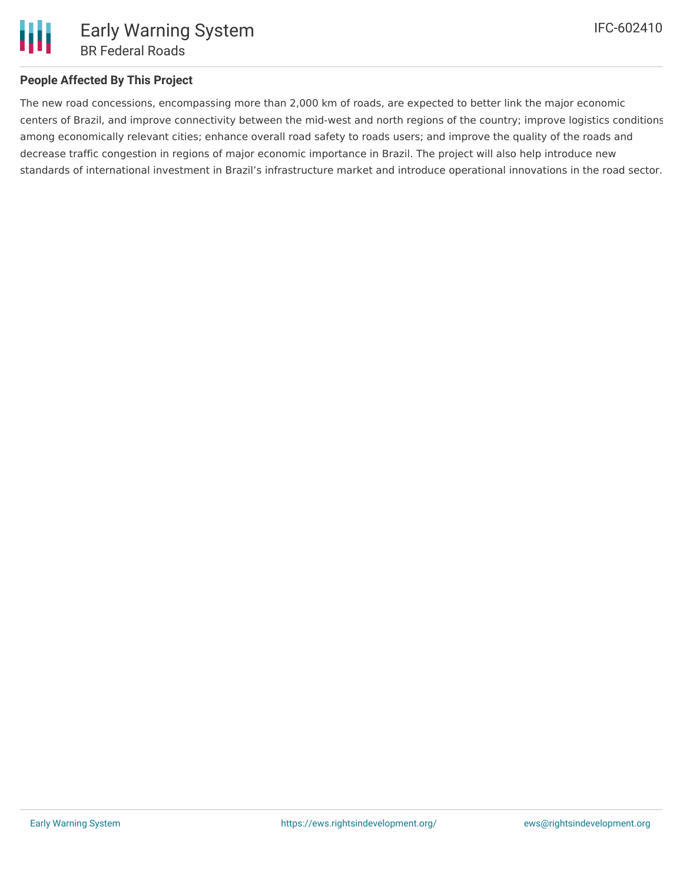## People Affected By This Project

The new road concessions, encompassing more than 2,000 km of roads, are expected to better link the major economic centers of Brazil, and improve connectivity between the mid-west and north regions of the country; improve logistics conditions among economically relevant cities; enhance overall road safety to roads users; and improve the quality of the roads and decrease traffic congestion in regions of major economic importance in Brazil. The project will also help introduce new standards of international investment in Brazil's infrastructure market and introduce operational innovations in the road sector.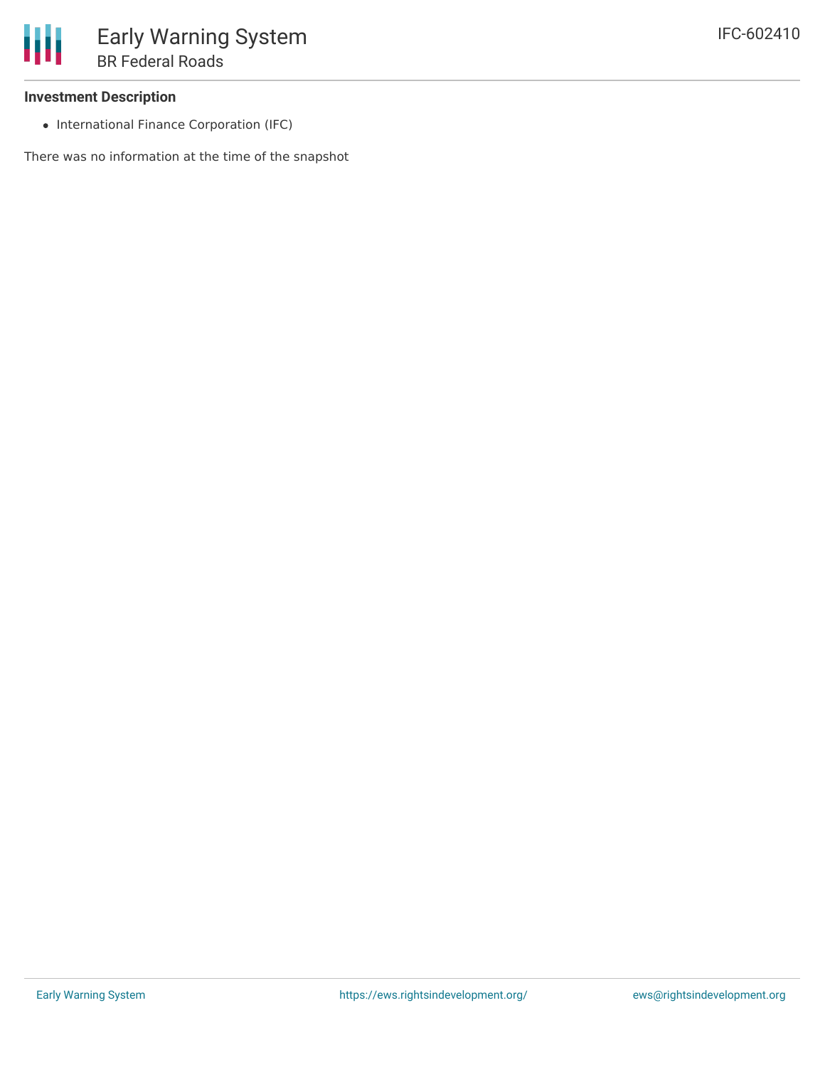## Investment Description

- International Finance Corporation (IFC)

There was no information at the time of the snapshot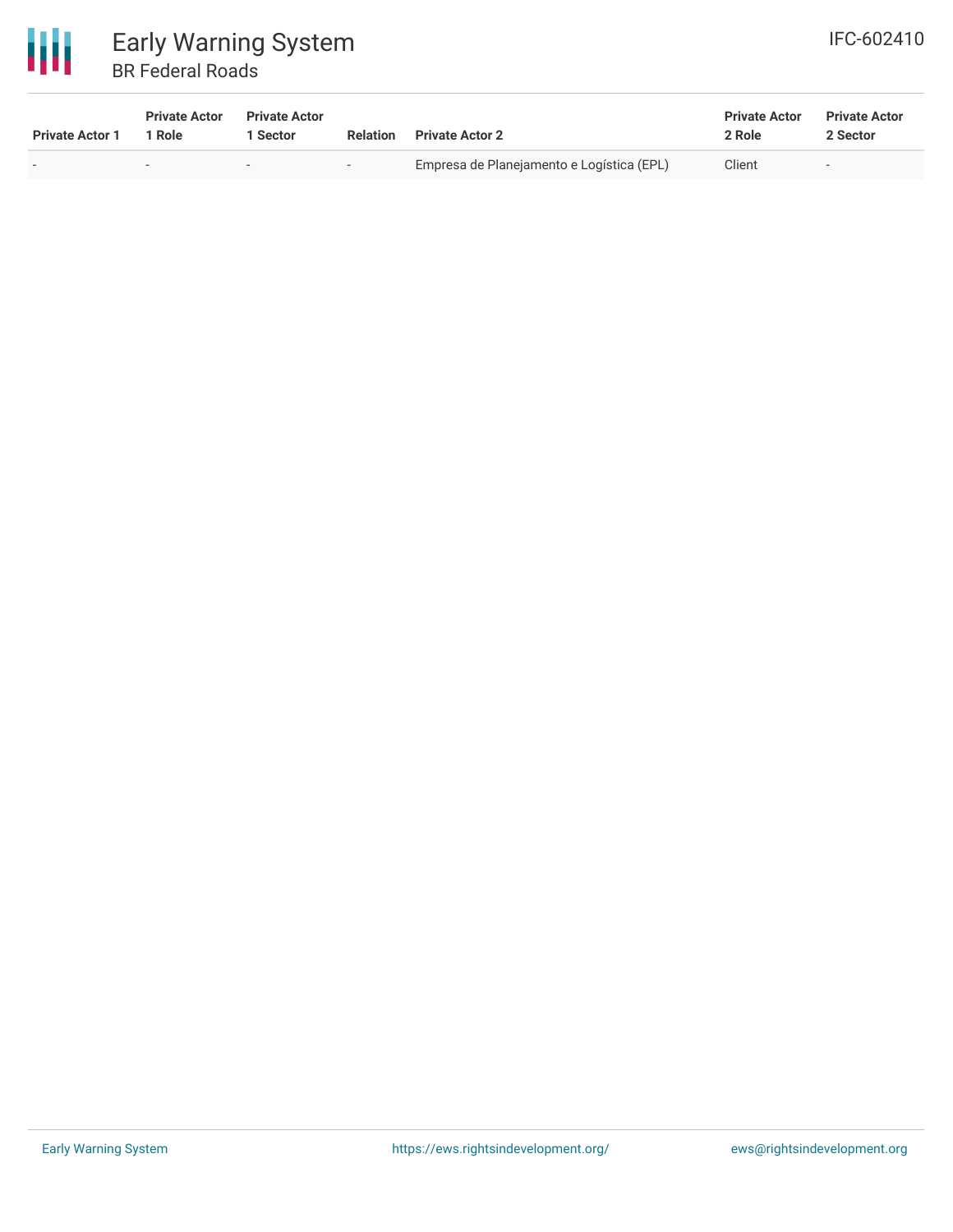| Private Actor 1 | Private Actor 1 Role | Private Actor 1 Sector | Relation | Private Actor 2 | Private Actor 2 Role | Private Actor 2 Sector |
|---|---|---|---|---|---|---|
| - | - | - | - | Empresa de Planejamento e Logística (EPL) | Client | - |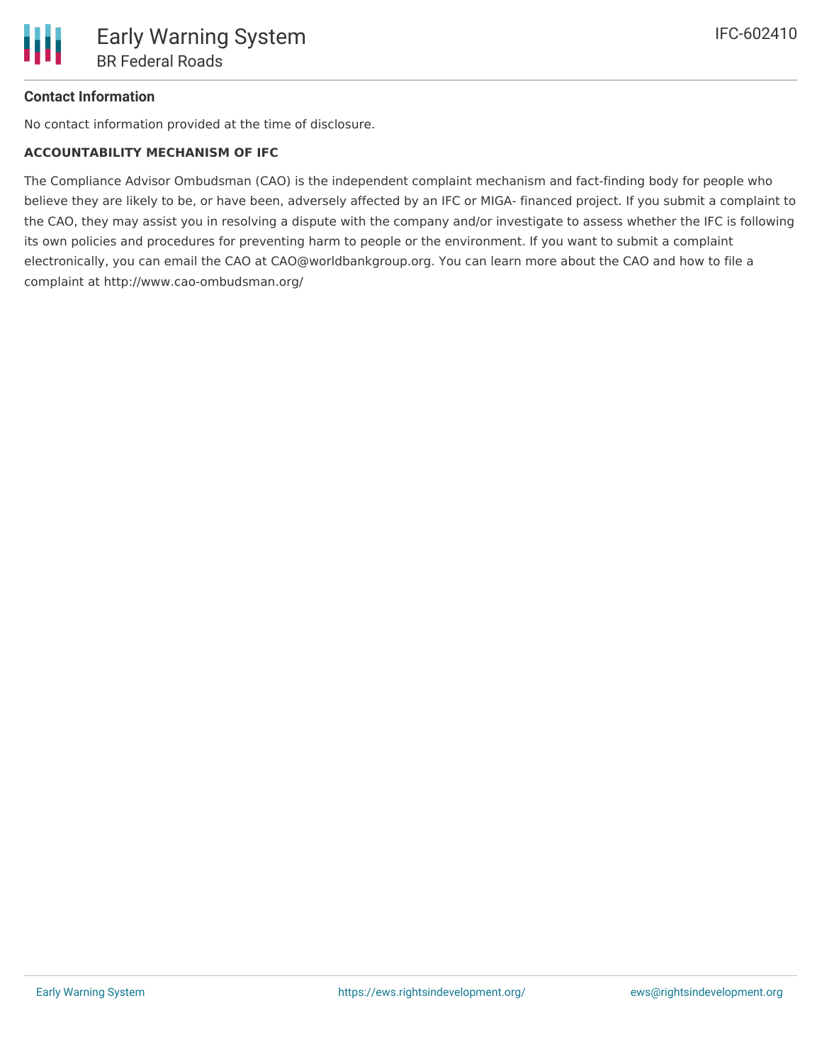## Contact Information

No contact information provided at the time of disclosure.

### ACCOUNTABILITY MECHANISM OF IFC

The Compliance Advisor Ombudsman (CAO) is the independent complaint mechanism and fact-finding body for people who believe they are likely to be, or have been, adversely affected by an IFC or MIGA- financed project. If you submit a complaint to the CAO, they may assist you in resolving a dispute with the company and/or investigate to assess whether the IFC is following its own policies and procedures for preventing harm to people or the environment. If you want to submit a complaint electronically, you can email the CAO at CAO@worldbankgroup.org. You can learn more about the CAO and how to file a complaint at http://www.cao-ombudsman.org/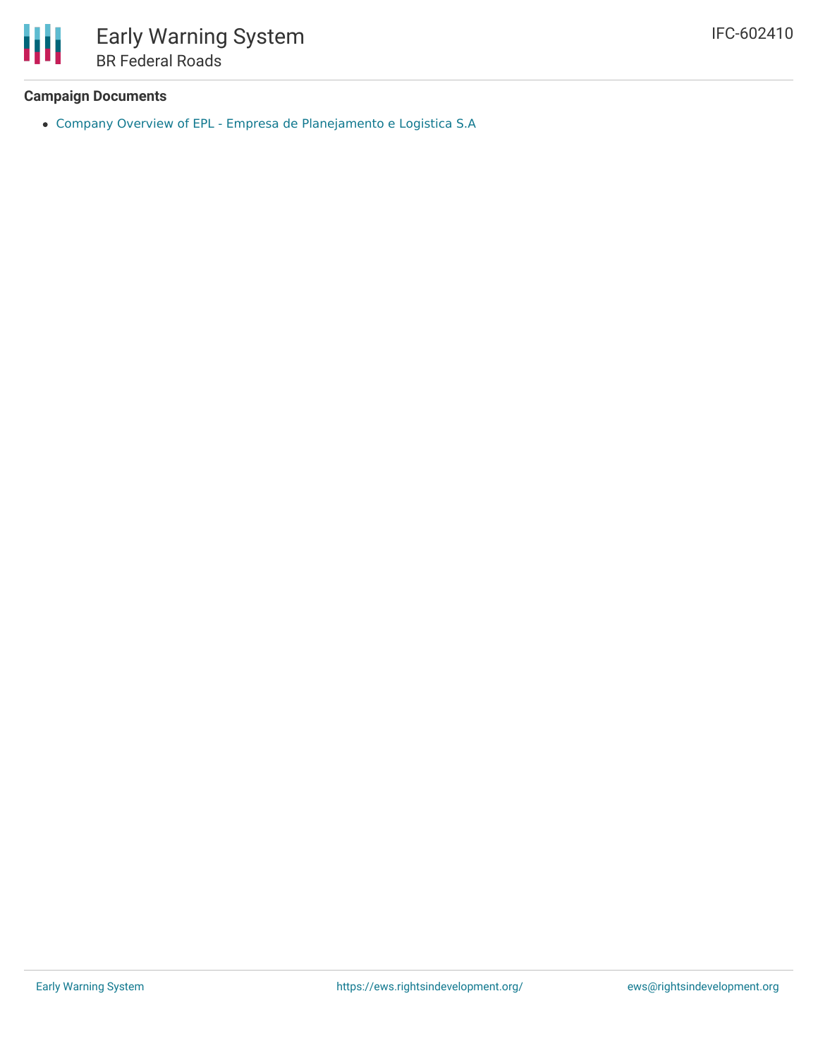**Campaign Documents**

- Company Overview of EPL - Empresa de Planejamento e Logistica S.A